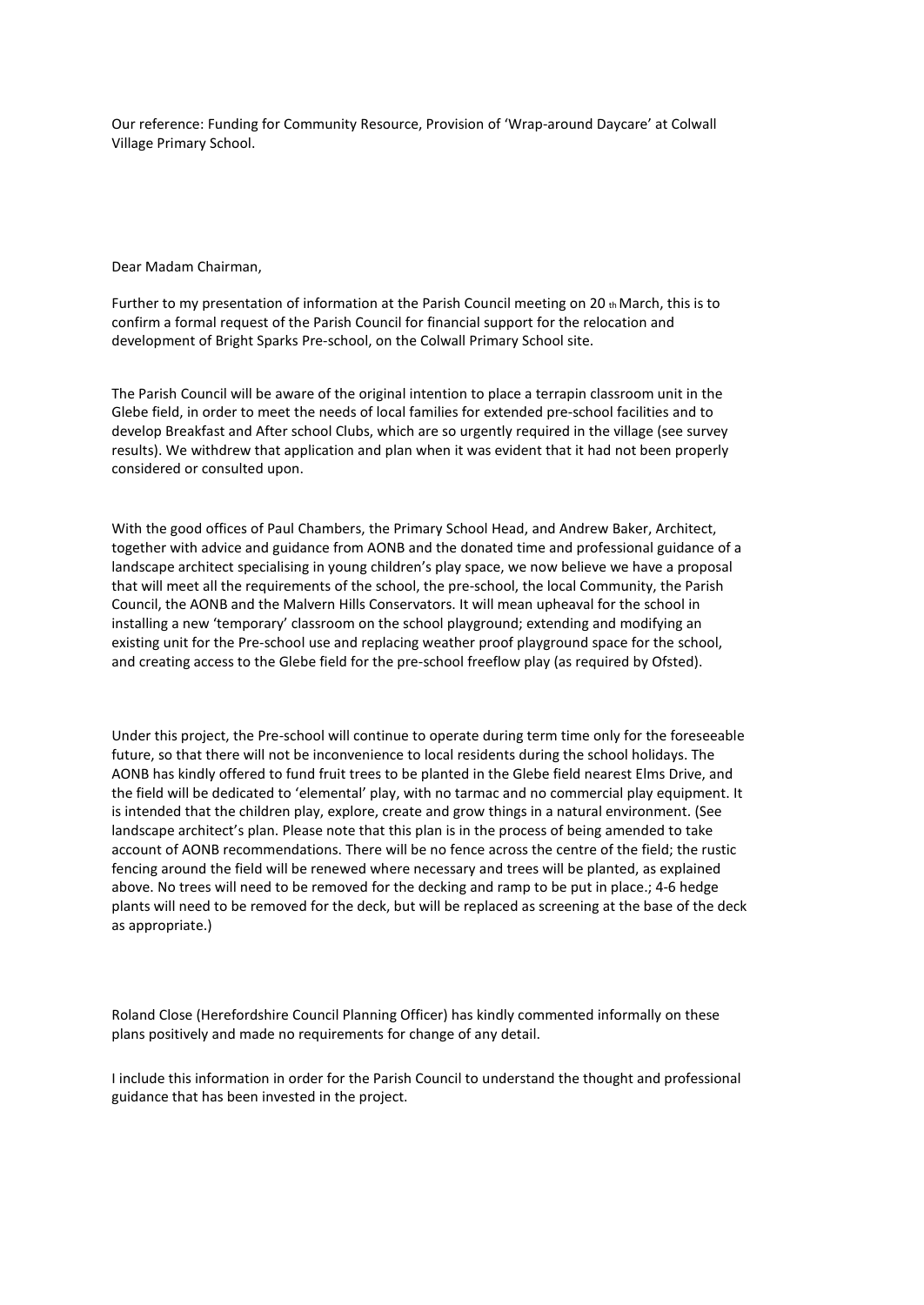Our reference: Funding for Community Resource, Provision of 'Wrap-around Daycare' at Colwall Village Primary School.

Dear Madam Chairman,

Further to my presentation of information at the Parish Council meeting on 20th March, this is to confirm a formal request of the Parish Council for financial support for the relocation and development of Bright Sparks Pre-school, on the Colwall Primary School site.

The Parish Council will be aware of the original intention to place a terrapin classroom unit in the Glebe field, in order to meet the needs of local families for extended pre-school facilities and to develop Breakfast and After school Clubs, which are so urgently required in the village (see survey results). We withdrew that application and plan when it was evident that it had not been properly considered or consulted upon.

With the good offices of Paul Chambers, the Primary School Head, and Andrew Baker, Architect, together with advice and guidance from AONB and the donated time and professional guidance of a landscape architect specialising in young children's play space, we now believe we have a proposal that will meet all the requirements of the school, the pre-school, the local Community, the Parish Council, the AONB and the Malvern Hills Conservators. It will mean upheaval for the school in installing a new 'temporary' classroom on the school playground; extending and modifying an existing unit for the Pre-school use and replacing weather proof playground space for the school, and creating access to the Glebe field for the pre-school freeflow play (as required by Ofsted).

Under this project, the Pre-school will continue to operate during term time only for the foreseeable future, so that there will not be inconvenience to local residents during the school holidays. The AONB has kindly offered to fund fruit trees to be planted in the Glebe field nearest Elms Drive, and the field will be dedicated to 'elemental' play, with no tarmac and no commercial play equipment. It is intended that the children play, explore, create and grow things in a natural environment. (See landscape architect's plan. Please note that this plan is in the process of being amended to take account of AONB recommendations. There will be no fence across the centre of the field; the rustic fencing around the field will be renewed where necessary and trees will be planted, as explained above. No trees will need to be removed for the decking and ramp to be put in place.; 4-6 hedge plants will need to be removed for the deck, but will be replaced as screening at the base of the deck as appropriate.)

Roland Close (Herefordshire Council Planning Officer) has kindly commented informally on these plans positively and made no requirements for change of any detail.

I include this information in order for the Parish Council to understand the thought and professional guidance that has been invested in the project.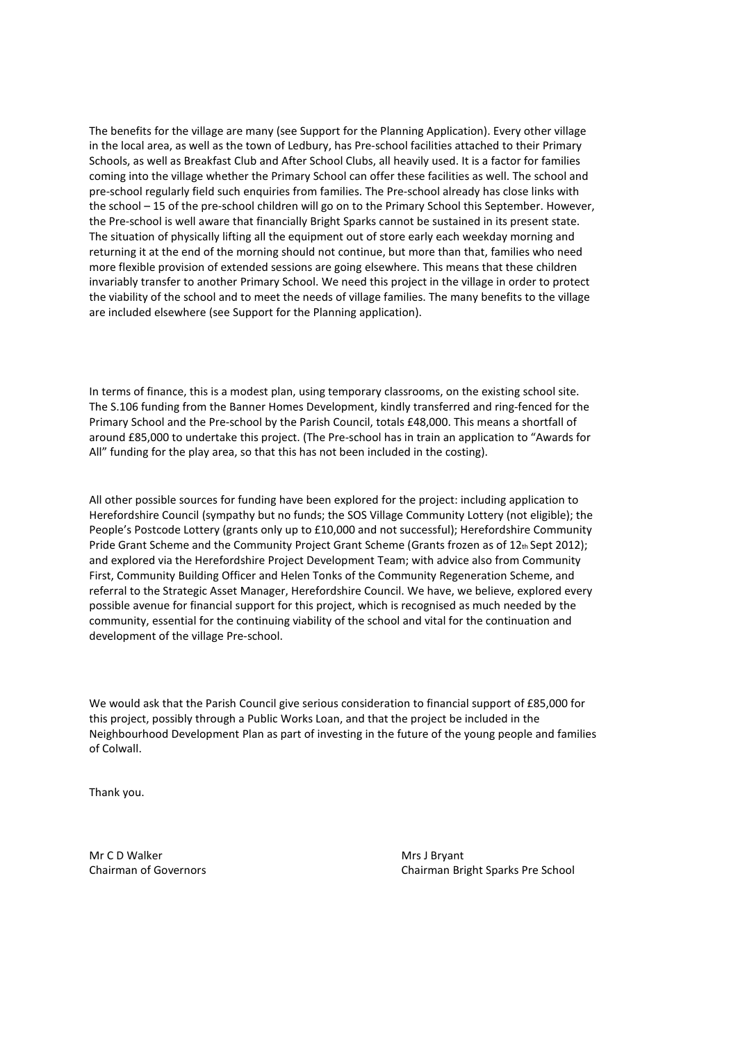The benefits for the village are many (see Support for the Planning Application). Every other village in the local area, as well as the town of Ledbury, has Pre-school facilities attached to their Primary Schools, as well as Breakfast Club and After School Clubs, all heavily used. It is a factor for families coming into the village whether the Primary School can offer these facilities as well. The school and pre-school regularly field such enquiries from families. The Pre-school already has close links with the school – 15 of the pre-school children will go on to the Primary School this September. However, the Pre-school is well aware that financially Bright Sparks cannot be sustained in its present state. The situation of physically lifting all the equipment out of store early each weekday morning and returning it at the end of the morning should not continue, but more than that, families who need more flexible provision of extended sessions are going elsewhere. This means that these children invariably transfer to another Primary School. We need this project in the village in order to protect the viability of the school and to meet the needs of village families. The many benefits to the village are included elsewhere (see Support for the Planning application).

In terms of finance, this is a modest plan, using temporary classrooms, on the existing school site. The S.106 funding from the Banner Homes Development, kindly transferred and ring-fenced for the Primary School and the Pre-school by the Parish Council, totals £48,000. This means a shortfall of around £85,000 to undertake this project. (The Pre-school has in train an application to "Awards for All" funding for the play area, so that this has not been included in the costing).

All other possible sources for funding have been explored for the project: including application to Herefordshire Council (sympathy but no funds; the SOS Village Community Lottery (not eligible); the People's Postcode Lottery (grants only up to £10,000 and not successful); Herefordshire Community Pride Grant Scheme and the Community Project Grant Scheme (Grants frozen as of 12th Sept 2012); and explored via the Herefordshire Project Development Team; with advice also from Community First, Community Building Officer and Helen Tonks of the Community Regeneration Scheme, and referral to the Strategic Asset Manager, Herefordshire Council. We have, we believe, explored every possible avenue for financial support for this project, which is recognised as much needed by the community, essential for the continuing viability of the school and vital for the continuation and development of the village Pre-school.

We would ask that the Parish Council give serious consideration to financial support of £85,000 for this project, possibly through a Public Works Loan, and that the project be included in the Neighbourhood Development Plan as part of investing in the future of the young people and families of Colwall.

Thank you.

Mr C D Walker
Chairman of Governors

Mrs J Bryant
Chairman Bright Sparks Pre School